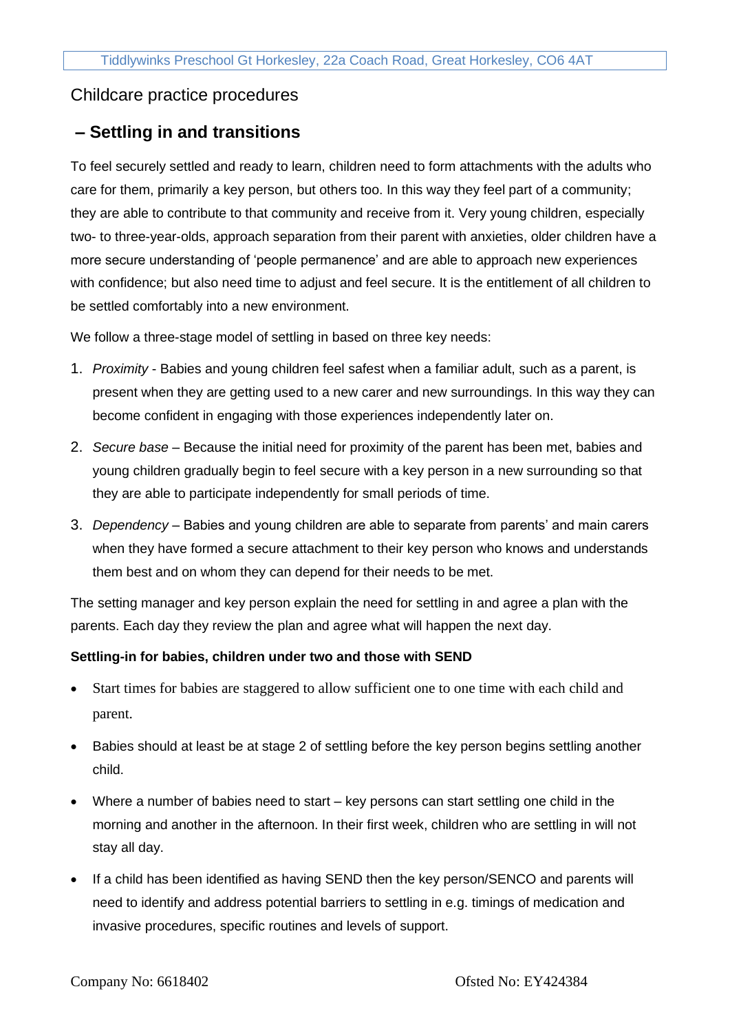Childcare practice procedures

## – Settling in and transitions

To feel securely settled and ready to learn, children need to form attachments with the adults who care for them, primarily a key person, but others too. In this way they feel part of a community; they are able to contribute to that community and receive from it. Very young children, especially two- to three-year-olds, approach separation from their parent with anxieties, older children have a more secure understanding of 'people permanence' and are able to approach new experiences with confidence; but also need time to adjust and feel secure. It is the entitlement of all children to be settled comfortably into a new environment.

We follow a three-stage model of settling in based on three key needs:

1. *Proximity* - Babies and young children feel safest when a familiar adult, such as a parent, is present when they are getting used to a new carer and new surroundings. In this way they can become confident in engaging with those experiences independently later on.
2. *Secure base* – Because the initial need for proximity of the parent has been met, babies and young children gradually begin to feel secure with a key person in a new surrounding so that they are able to participate independently for small periods of time.
3. *Dependency* – Babies and young children are able to separate from parents' and main carers when they have formed a secure attachment to their key person who knows and understands them best and on whom they can depend for their needs to be met.

The setting manager and key person explain the need for settling in and agree a plan with the parents. Each day they review the plan and agree what will happen the next day.

**Settling-in for babies, children under two and those with SEND**

- Start times for babies are staggered to allow sufficient one to one time with each child and parent.
- Babies should at least be at stage 2 of settling before the key person begins settling another child.
- Where a number of babies need to start – key persons can start settling one child in the morning and another in the afternoon. In their first week, children who are settling in will not stay all day.
- If a child has been identified as having SEND then the key person/SENCO and parents will need to identify and address potential barriers to settling in e.g. timings of medication and invasive procedures, specific routines and levels of support.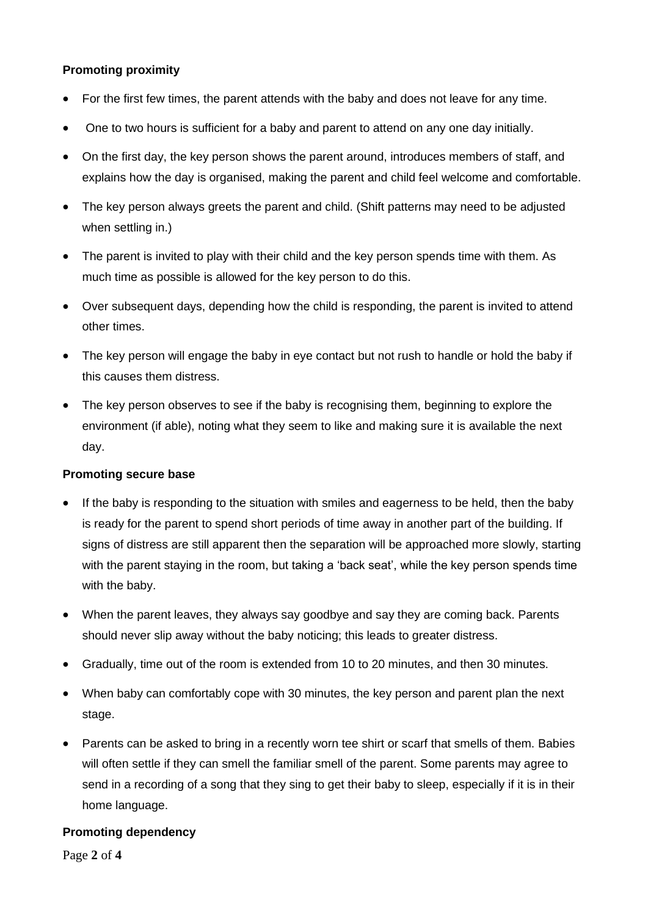**Promoting proximity**

- For the first few times, the parent attends with the baby and does not leave for any time.
- One to two hours is sufficient for a baby and parent to attend on any one day initially.
- On the first day, the key person shows the parent around, introduces members of staff, and explains how the day is organised, making the parent and child feel welcome and comfortable.
- The key person always greets the parent and child. (Shift patterns may need to be adjusted when settling in.)
- The parent is invited to play with their child and the key person spends time with them. As much time as possible is allowed for the key person to do this.
- Over subsequent days, depending how the child is responding, the parent is invited to attend other times.
- The key person will engage the baby in eye contact but not rush to handle or hold the baby if this causes them distress.
- The key person observes to see if the baby is recognising them, beginning to explore the environment (if able), noting what they seem to like and making sure it is available the next day.

**Promoting secure base**

- If the baby is responding to the situation with smiles and eagerness to be held, then the baby is ready for the parent to spend short periods of time away in another part of the building. If signs of distress are still apparent then the separation will be approached more slowly, starting with the parent staying in the room, but taking a 'back seat', while the key person spends time with the baby.
- When the parent leaves, they always say goodbye and say they are coming back. Parents should never slip away without the baby noticing; this leads to greater distress.
- Gradually, time out of the room is extended from 10 to 20 minutes, and then 30 minutes.
- When baby can comfortably cope with 30 minutes, the key person and parent plan the next stage.
- Parents can be asked to bring in a recently worn tee shirt or scarf that smells of them. Babies will often settle if they can smell the familiar smell of the parent. Some parents may agree to send in a recording of a song that they sing to get their baby to sleep, especially if it is in their home language.

**Promoting dependency**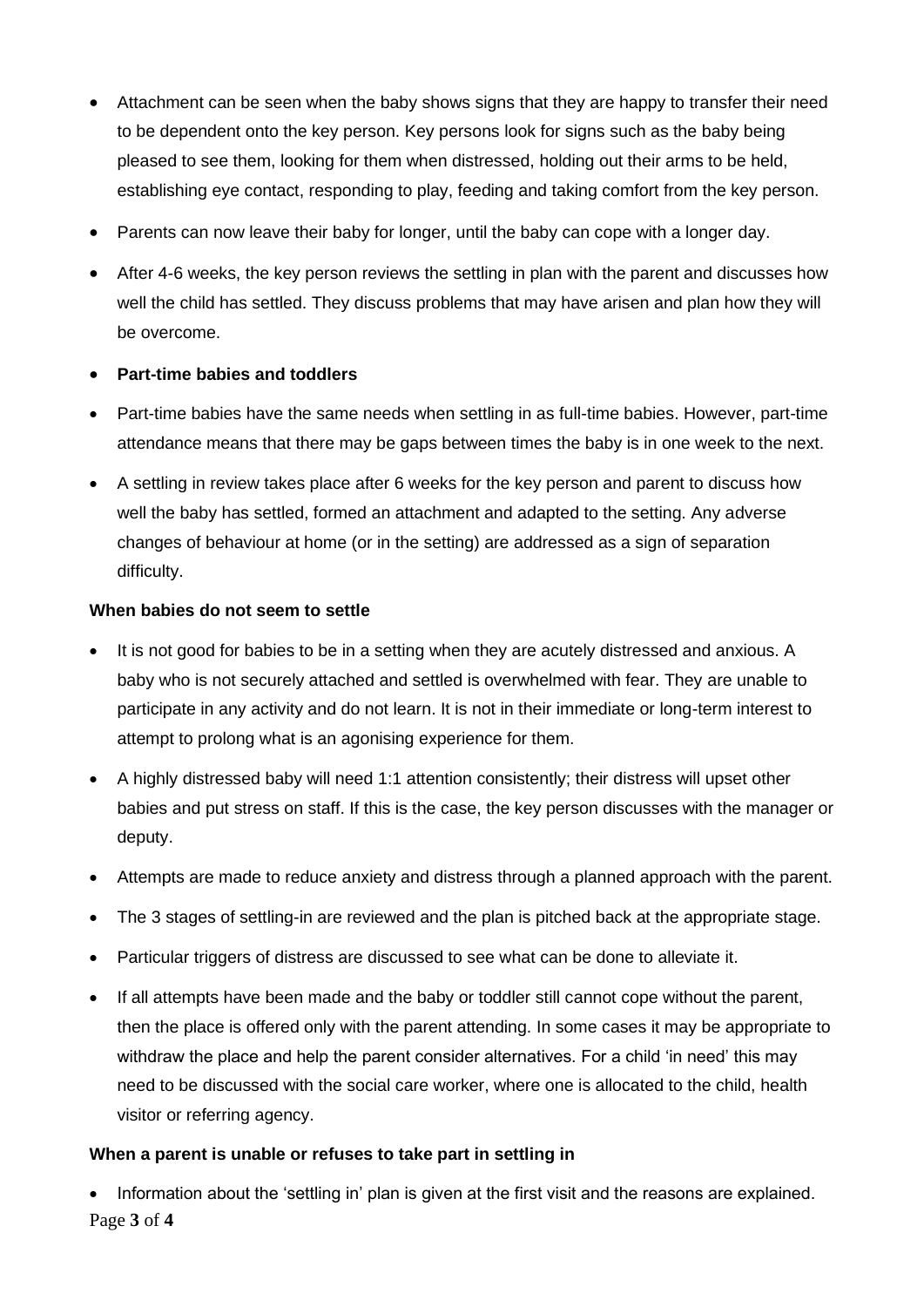- Attachment can be seen when the baby shows signs that they are happy to transfer their need to be dependent onto the key person. Key persons look for signs such as the baby being pleased to see them, looking for them when distressed, holding out their arms to be held, establishing eye contact, responding to play, feeding and taking comfort from the key person.
- Parents can now leave their baby for longer, until the baby can cope with a longer day.
- After 4-6 weeks, the key person reviews the settling in plan with the parent and discusses how well the child has settled. They discuss problems that may have arisen and plan how they will be overcome.
- **Part-time babies and toddlers**
- Part-time babies have the same needs when settling in as full-time babies. However, part-time attendance means that there may be gaps between times the baby is in one week to the next.
- A settling in review takes place after 6 weeks for the key person and parent to discuss how well the baby has settled, formed an attachment and adapted to the setting. Any adverse changes of behaviour at home (or in the setting) are addressed as a sign of separation difficulty.

**When babies do not seem to settle**

- It is not good for babies to be in a setting when they are acutely distressed and anxious. A baby who is not securely attached and settled is overwhelmed with fear. They are unable to participate in any activity and do not learn. It is not in their immediate or long-term interest to attempt to prolong what is an agonising experience for them.
- A highly distressed baby will need 1:1 attention consistently; their distress will upset other babies and put stress on staff. If this is the case, the key person discusses with the manager or deputy.
- Attempts are made to reduce anxiety and distress through a planned approach with the parent.
- The 3 stages of settling-in are reviewed and the plan is pitched back at the appropriate stage.
- Particular triggers of distress are discussed to see what can be done to alleviate it.
- If all attempts have been made and the baby or toddler still cannot cope without the parent, then the place is offered only with the parent attending. In some cases it may be appropriate to withdraw the place and help the parent consider alternatives. For a child 'in need' this may need to be discussed with the social care worker, where one is allocated to the child, health visitor or referring agency.

**When a parent is unable or refuses to take part in settling in**

- Information about the 'settling in' plan is given at the first visit and the reasons are explained.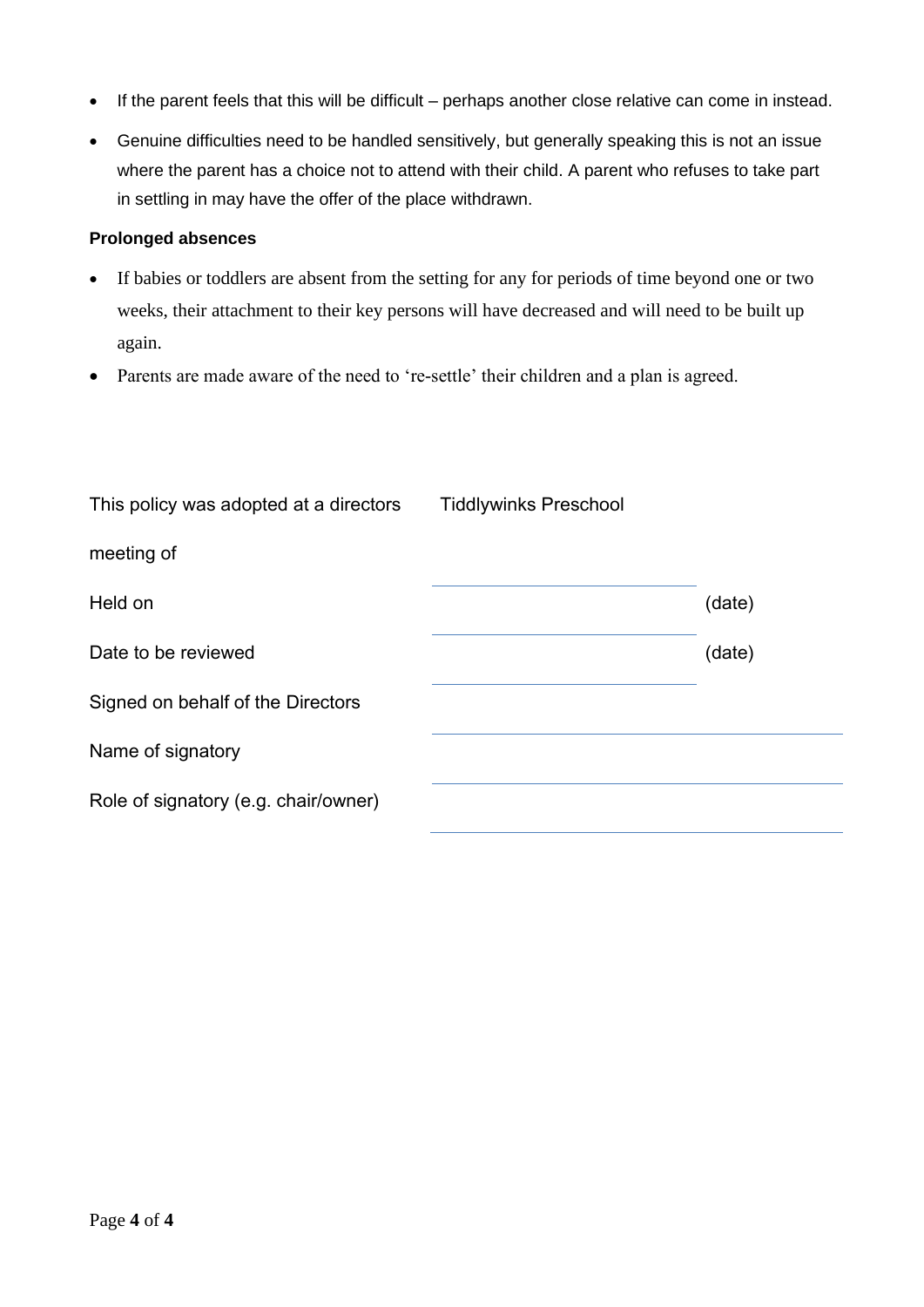- If the parent feels that this will be difficult – perhaps another close relative can come in instead.
- Genuine difficulties need to be handled sensitively, but generally speaking this is not an issue where the parent has a choice not to attend with their child. A parent who refuses to take part in settling in may have the offer of the place withdrawn.

**Prolonged absences**

- If babies or toddlers are absent from the setting for any for periods of time beyond one or two weeks, their attachment to their key persons will have decreased and will need to be built up again.
- Parents are made aware of the need to 're-settle' their children and a plan is agreed.

| | | |
|---|---|---|
| This policy was adopted at a directors meeting of | Tiddlywinks Preschool | |
| Held on | | (date) |
| Date to be reviewed | | (date) |
| Signed on behalf of the Directors | | |
| Name of signatory | | |
| Role of signatory (e.g. chair/owner) | | |